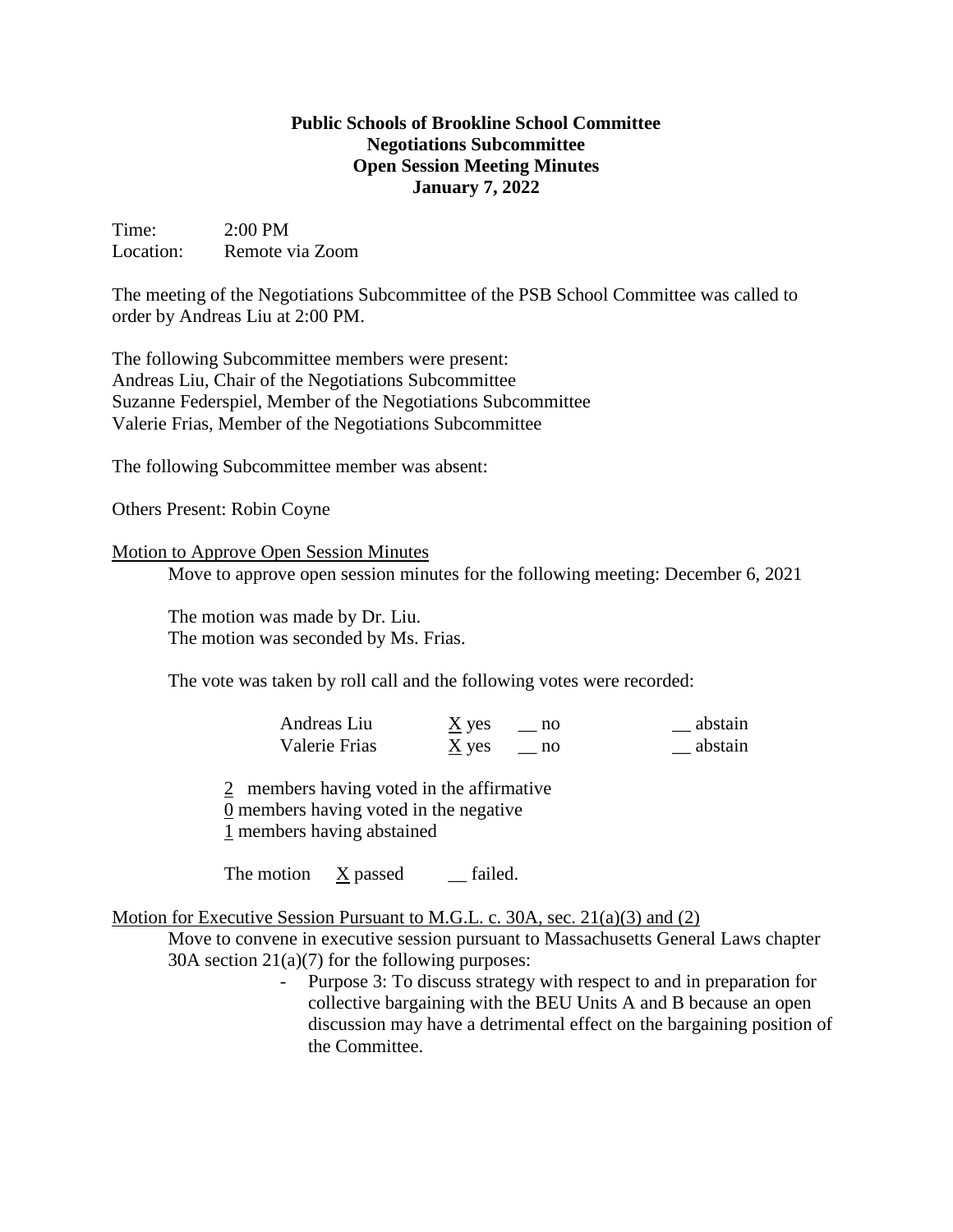**Public Schools of Brookline School Committee**
**Negotiations Subcommittee**
**Open Session Meeting Minutes**
**January 7, 2022**

Time: 2:00 PM
Location: Remote via Zoom

The meeting of the Negotiations Subcommittee of the PSB School Committee was called to order by Andreas Liu at 2:00 PM.

The following Subcommittee members were present:
Andreas Liu, Chair of the Negotiations Subcommittee
Suzanne Federspiel, Member of the Negotiations Subcommittee
Valerie Frias, Member of the Negotiations Subcommittee

The following Subcommittee member was absent:

Others Present: Robin Coyne

Motion to Approve Open Session Minutes

Move to approve open session minutes for the following meeting: December 6, 2021

The motion was made by Dr. Liu.
The motion was seconded by Ms. Frias.

The vote was taken by roll call and the following votes were recorded:

| | | | |
|---|---|---|---|
| Andreas Liu | X yes | __ no | __ abstain |
| Valerie Frias | X yes | __ no | __ abstain |

2 members having voted in the affirmative
0 members having voted in the negative
1 members having abstained

The motion X passed __ failed.

Motion for Executive Session Pursuant to M.G.L. c. 30A, sec. 21(a)(3) and (2)

Move to convene in executive session pursuant to Massachusetts General Laws chapter 30A section 21(a)(7) for the following purposes:

- Purpose 3: To discuss strategy with respect to and in preparation for collective bargaining with the BEU Units A and B because an open discussion may have a detrimental effect on the bargaining position of the Committee.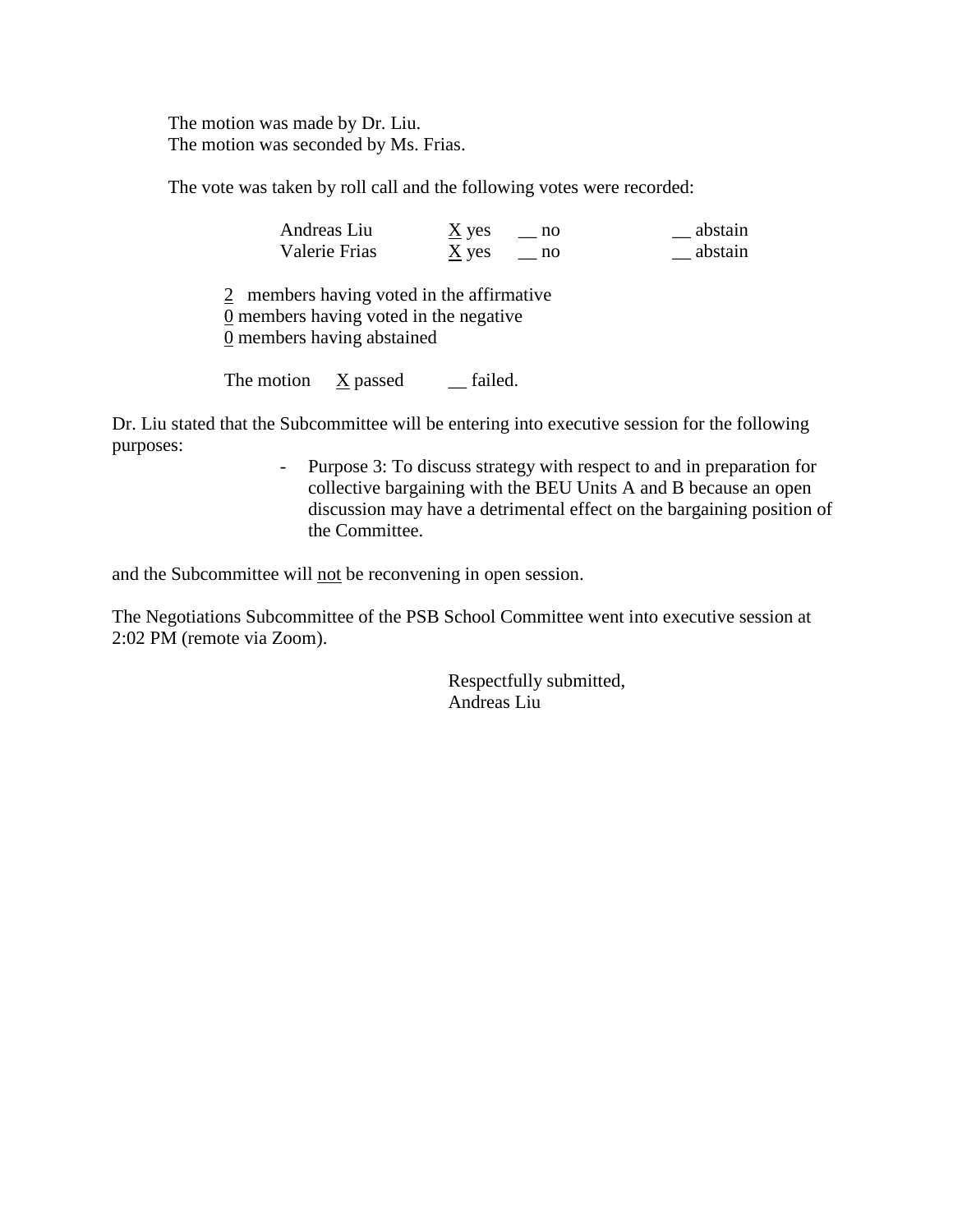The motion was made by Dr. Liu.
The motion was seconded by Ms. Frias.

The vote was taken by roll call and the following votes were recorded:

| | | | |
|---|---|---|---|
| Andreas Liu | X yes | __ no | __ abstain |
| Valerie Frias | X yes | __ no | __ abstain |

2 members having voted in the affirmative
0 members having voted in the negative
0 members having abstained

The motion X passed __ failed.

Dr. Liu stated that the Subcommittee will be entering into executive session for the following purposes:

- Purpose 3: To discuss strategy with respect to and in preparation for collective bargaining with the BEU Units A and B because an open discussion may have a detrimental effect on the bargaining position of the Committee.

and the Subcommittee will not be reconvening in open session.

The Negotiations Subcommittee of the PSB School Committee went into executive session at 2:02 PM (remote via Zoom).

Respectfully submitted,
Andreas Liu